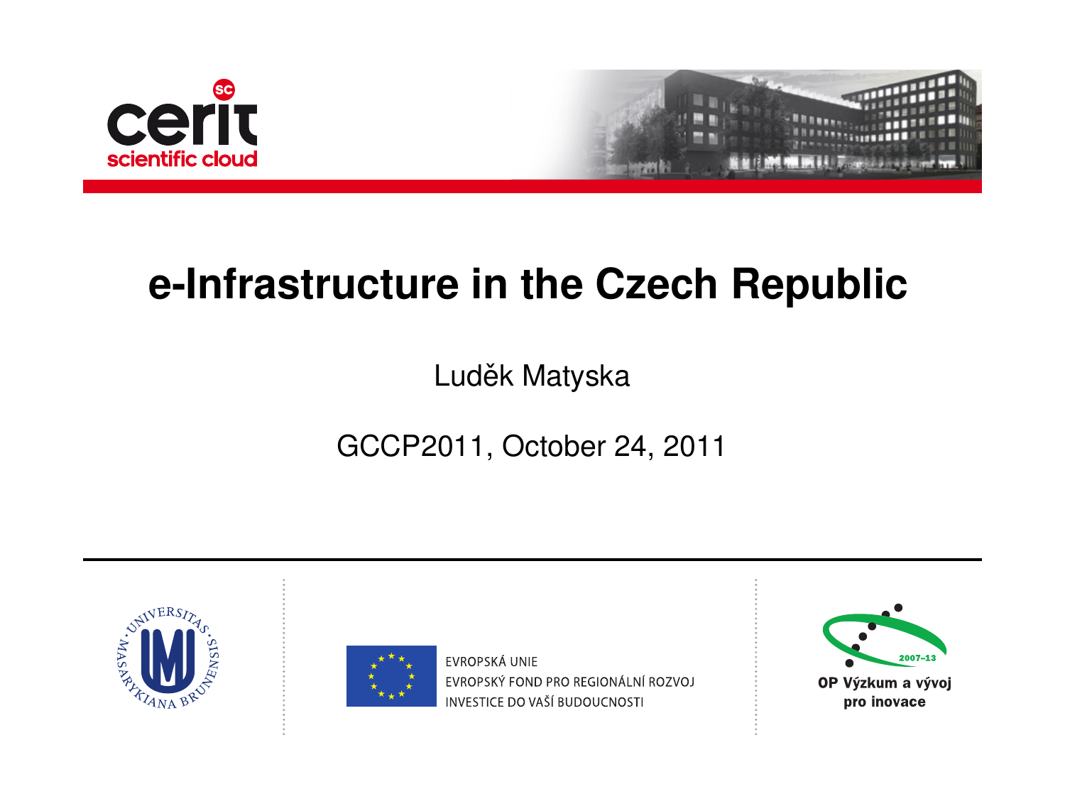cerit scientific cloud

# e-Infrastructure in the Czech Republic

Luděk Matyska

GCCP2011, October 24, 2011

EVROPSKÁ UNIE
EVROPSKÝ FOND PRO REGIONÁLNÍ ROZVOJ
INVESTICE DO VAŠÍ BUDOUCNOSTI

OP Výzkum a vývoj pro inovace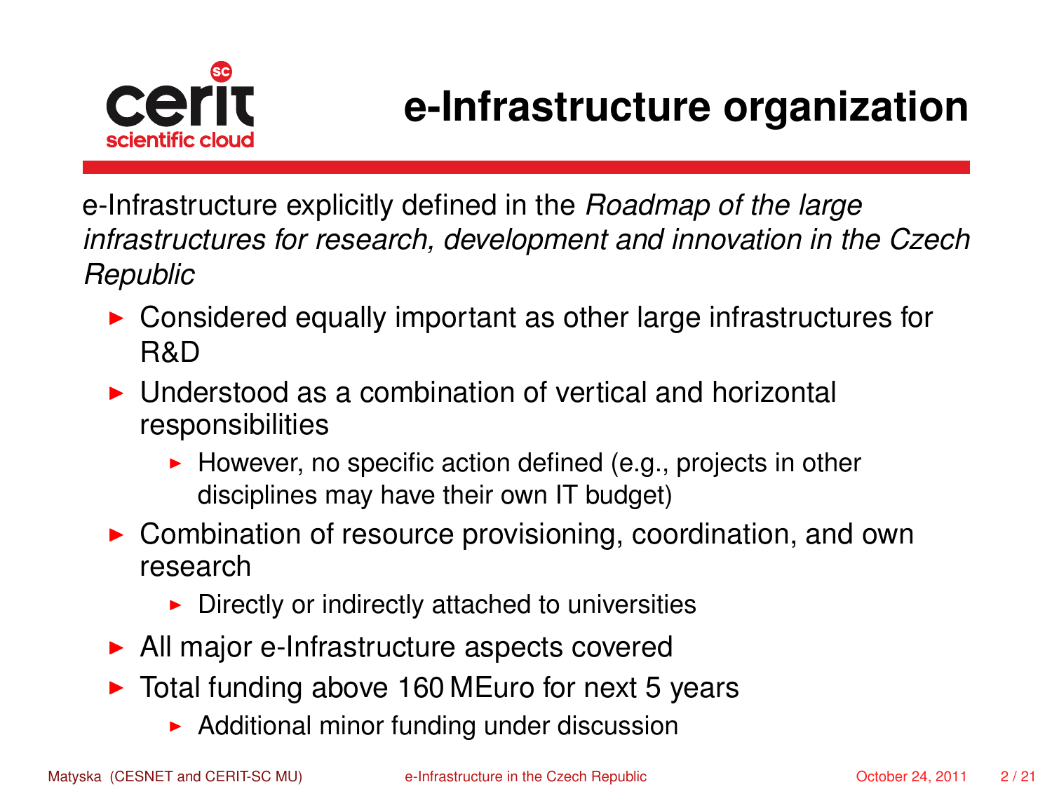# e-Infrastructure organization

e-Infrastructure explicitly defined in the *Roadmap of the large infrastructures for research, development and innovation in the Czech Republic*

- Considered equally important as other large infrastructures for R&D
- Understood as a combination of vertical and horizontal responsibilities
  - However, no specific action defined (e.g., projects in other disciplines may have their own IT budget)
- Combination of resource provisioning, coordination, and own research
  - Directly or indirectly attached to universities
- All major e-Infrastructure aspects covered
- Total funding above 160 MEuro for next 5 years
  - Additional minor funding under discussion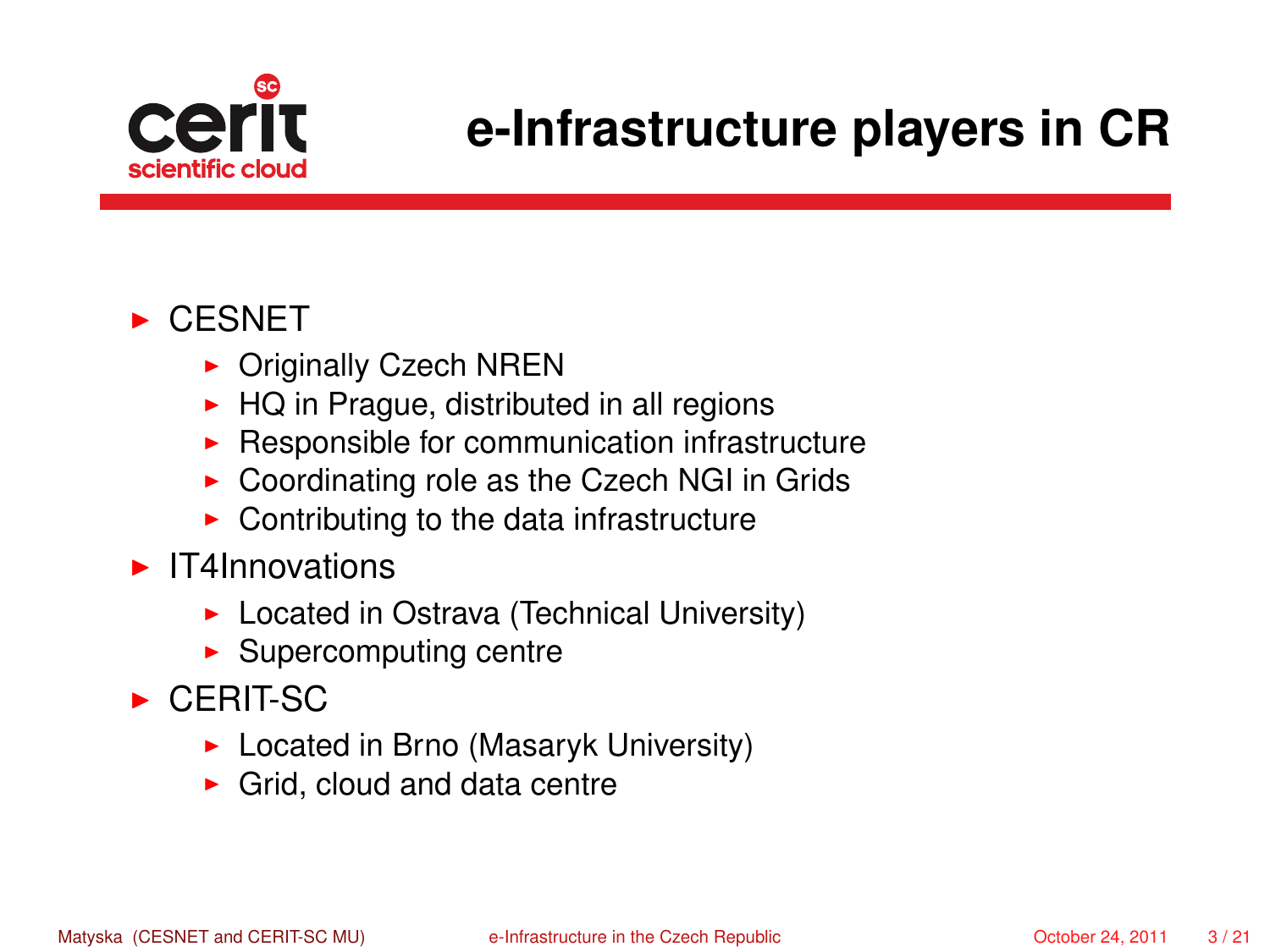# e-Infrastructure players in CR

- CESNET
  - Originally Czech NREN
  - HQ in Prague, distributed in all regions
  - Responsible for communication infrastructure
  - Coordinating role as the Czech NGI in Grids
  - Contributing to the data infrastructure
- IT4Innovations
  - Located in Ostrava (Technical University)
  - Supercomputing centre
- CERIT-SC
  - Located in Brno (Masaryk University)
  - Grid, cloud and data centre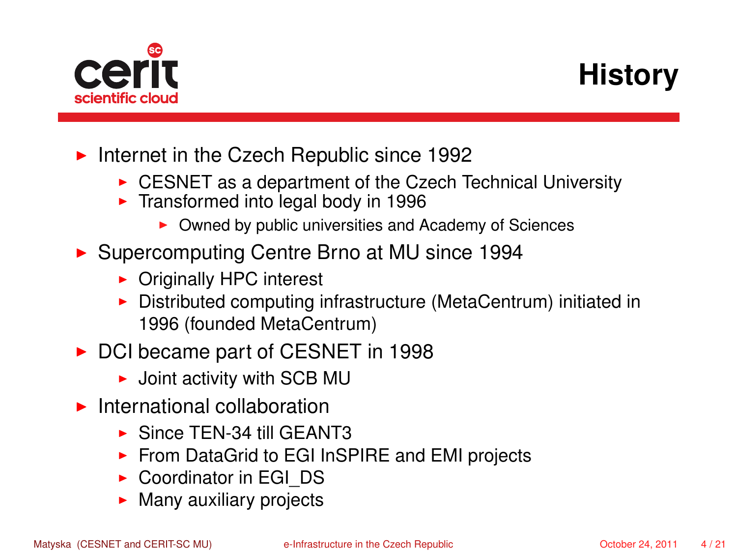# History

- Internet in the Czech Republic since 1992
  - CESNET as a department of the Czech Technical University
  - Transformed into legal body in 1996
    - Owned by public universities and Academy of Sciences
- Supercomputing Centre Brno at MU since 1994
  - Originally HPC interest
  - Distributed computing infrastructure (MetaCentrum) initiated in 1996 (founded MetaCentrum)
- DCI became part of CESNET in 1998
  - Joint activity with SCB MU
- International collaboration
  - Since TEN-34 till GEANT3
  - From DataGrid to EGI InSPIRE and EMI projects
  - Coordinator in EGI_DS
  - Many auxiliary projects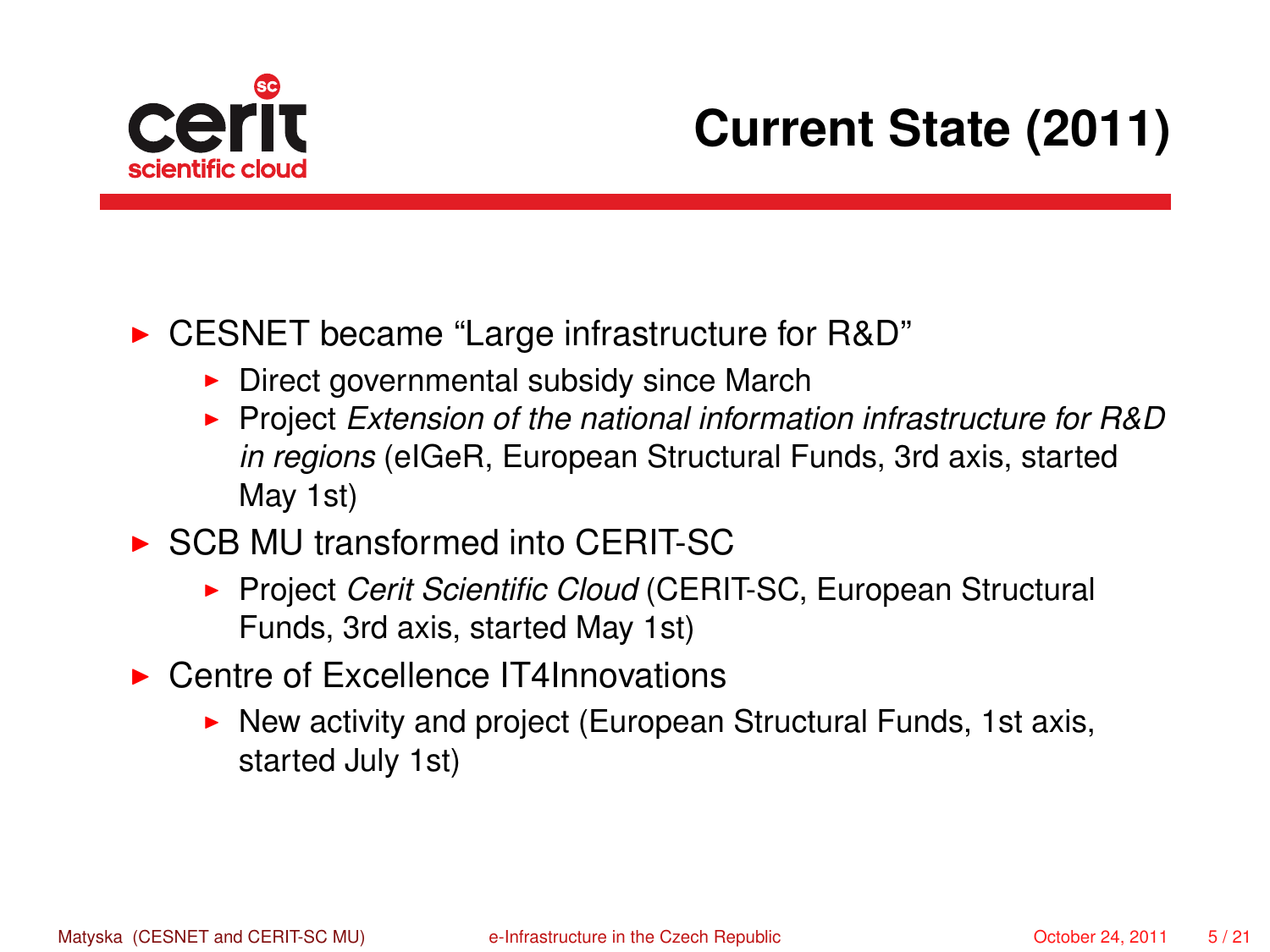# Current State (2011)

- CESNET became "Large infrastructure for R&D"
  - Direct governmental subsidy since March
  - Project *Extension of the national information infrastructure for R&D in regions* (eIGeR, European Structural Funds, 3rd axis, started May 1st)
- SCB MU transformed into CERIT-SC
  - Project *Cerit Scientific Cloud* (CERIT-SC, European Structural Funds, 3rd axis, started May 1st)
- Centre of Excellence IT4Innovations
  - New activity and project (European Structural Funds, 1st axis, started July 1st)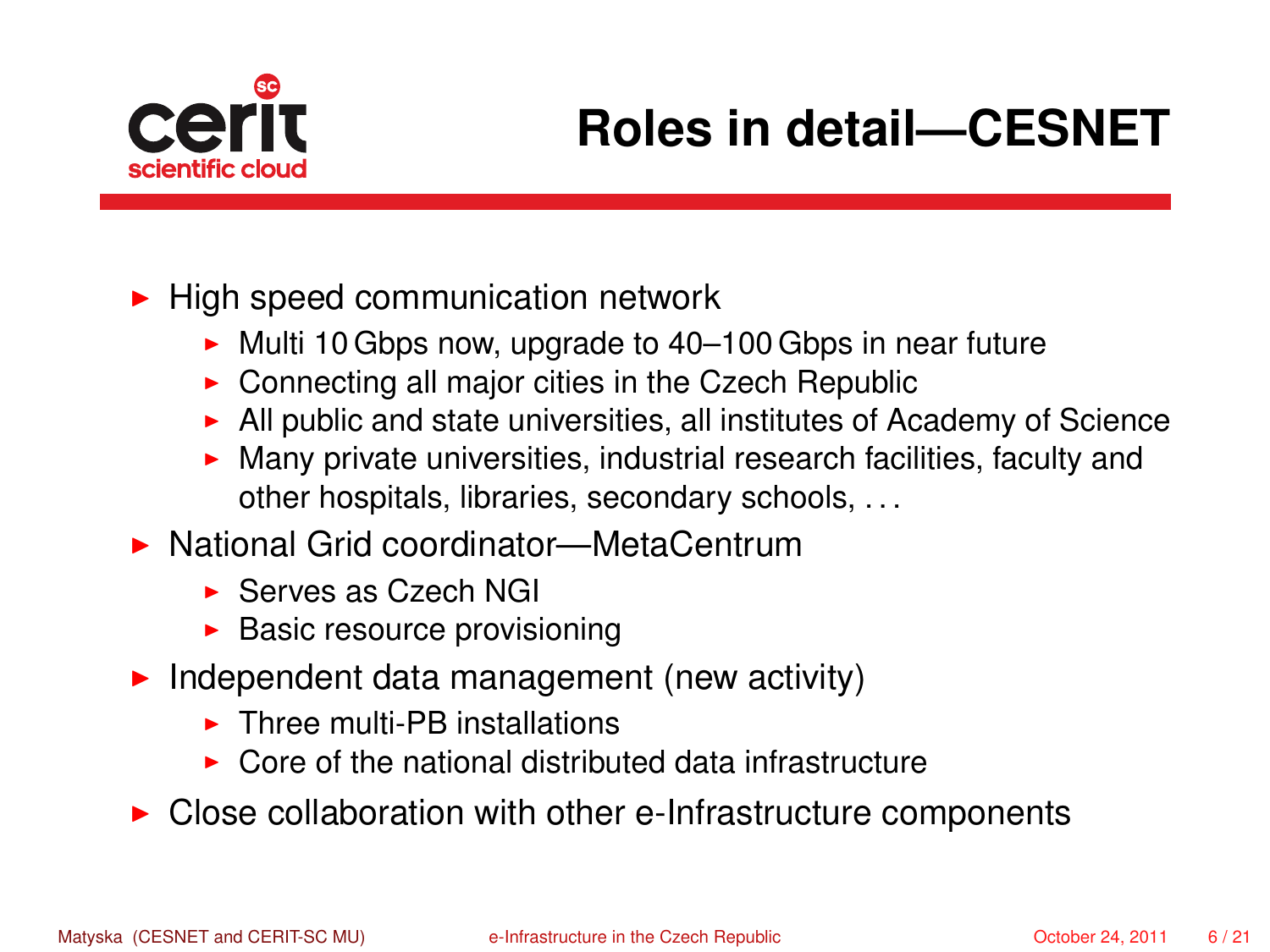# Roles in detail—CESNET

- High speed communication network
  - Multi 10 Gbps now, upgrade to 40–100 Gbps in near future
  - Connecting all major cities in the Czech Republic
  - All public and state universities, all institutes of Academy of Science
  - Many private universities, industrial research facilities, faculty and other hospitals, libraries, secondary schools, . . .
- National Grid coordinator—MetaCentrum
  - Serves as Czech NGI
  - Basic resource provisioning
- Independent data management (new activity)
  - Three multi-PB installations
  - Core of the national distributed data infrastructure
- Close collaboration with other e-Infrastructure components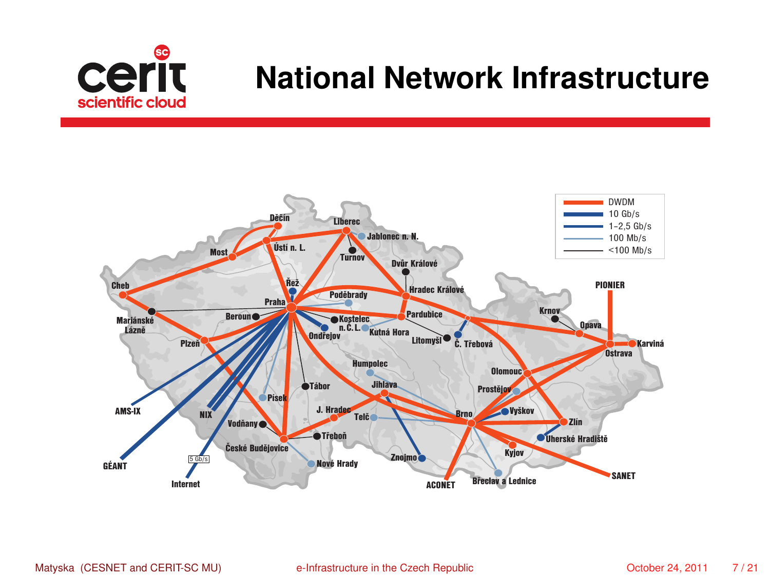# National Network Infrastructure

| Line | Capacity |
| --- | --- |
| Thick orange | DWDM |
| Thick dark blue | 10 Gb/s |
| Medium dark blue | 1–2,5 Gb/s |
| Thin light blue | 100 Mb/s |
| Thin black | <100 Mb/s |

Děčín, Liberec, Jablonec n. N., Ústí n. L., Most, Turnov, Dvůr Králové, Cheb, Řež, Poděbrady, Hradec Králové, PIONIER, Praha, Mariánské Lázně, Beroun, Kostelec n. C. L., Pardubice, Krnov, Opava, Ondřejov, Kutná Hora, Litomyšl, Č. Třebová, Plzeň, Ostrava, Karviná, Humpolec, Olomouc, Jihlava, Prostějov, Tábor, Písek, AMS-IX, NIX, J. Hradec, Brno, Vyškov, Telč, Vodňany, Zlín, Třeboň, Uherské Hradiště, České Budějovice, Kyjov, Znojmo, GÉANT, 5 Gb/s, Nové Hrady, SANET, Internet, ACONET, Břeclav a Lednice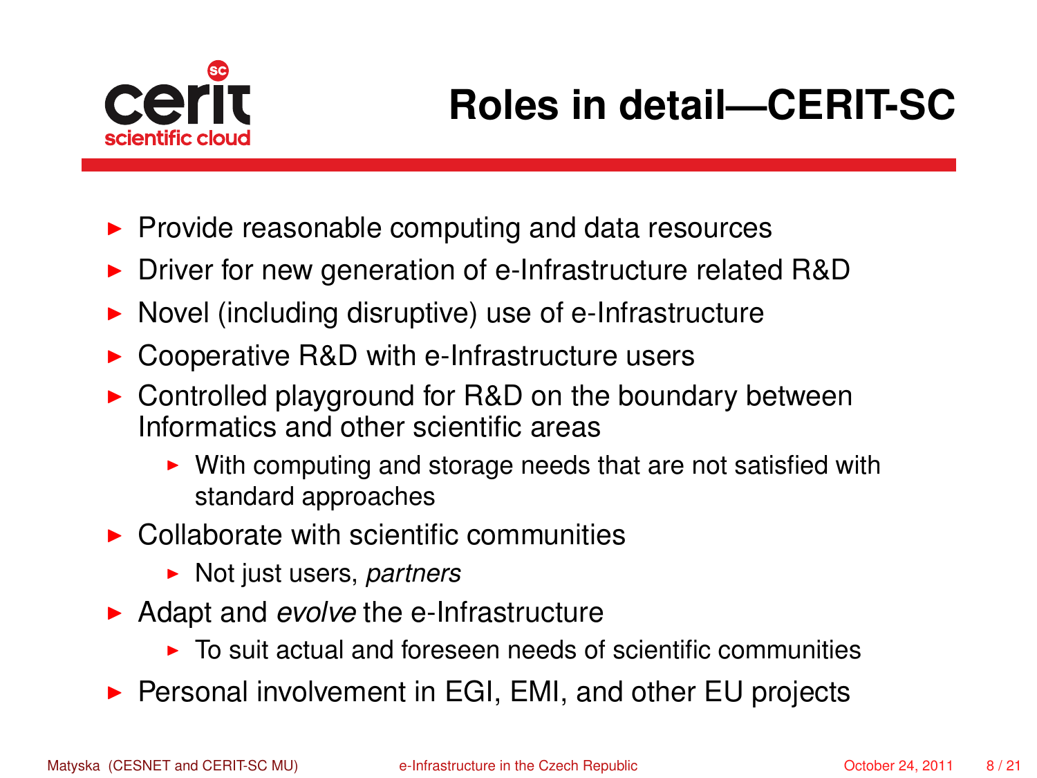# Roles in detail—CERIT-SC

- Provide reasonable computing and data resources
- Driver for new generation of e-Infrastructure related R&D
- Novel (including disruptive) use of e-Infrastructure
- Cooperative R&D with e-Infrastructure users
- Controlled playground for R&D on the boundary between Informatics and other scientific areas
  - With computing and storage needs that are not satisfied with standard approaches
- Collaborate with scientific communities
  - Not just users, *partners*
- Adapt and *evolve* the e-Infrastructure
  - To suit actual and foreseen needs of scientific communities
- Personal involvement in EGI, EMI, and other EU projects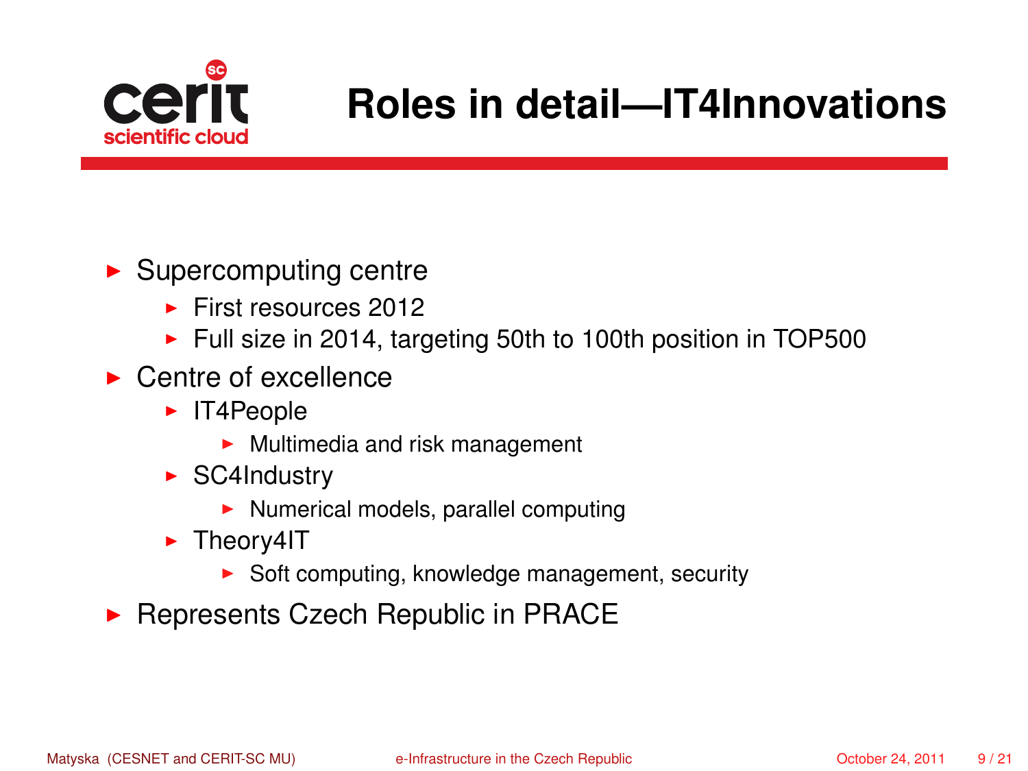# Roles in detail—IT4Innovations

- Supercomputing centre
  - First resources 2012
  - Full size in 2014, targeting 50th to 100th position in TOP500
- Centre of excellence
  - IT4People
    - Multimedia and risk management
  - SC4Industry
    - Numerical models, parallel computing
  - Theory4IT
    - Soft computing, knowledge management, security
- Represents Czech Republic in PRACE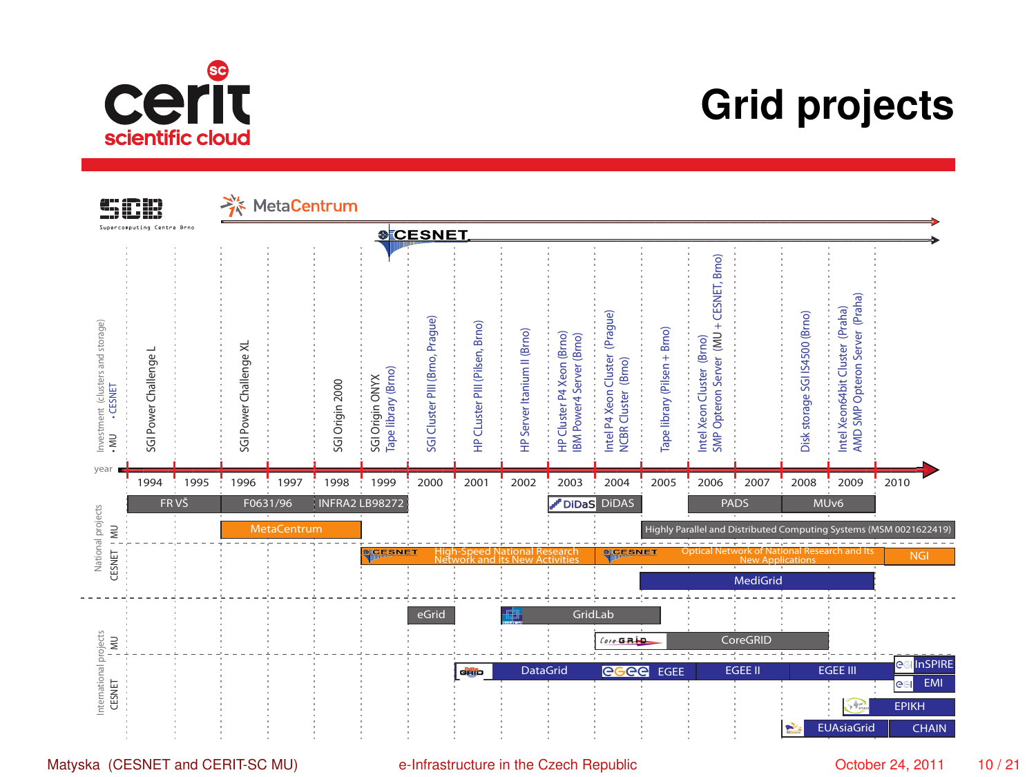# Grid projects

SCB Supercomputing Centre Brno

MetaCentrum

CESNET

Investment (clusters and storage) • MU • CESNET

| year | Investment |
|---|---|
| 1994 | SGI Power Challenge L |
| 1996 | SGI Power Challenge XL |
| 1998 | SGI Origin 2000 |
| 1999 | SGI Origin ONYX; Tape library (Brno) |
| 2000 | SGI Cluster PIII (Brno, Prague) |
| 2001 | HP CLuster PIII (Pilsen, Brno) |
| 2002 | HP Server Itanium II (Brno) |
| 2003 | HP Cluster P4 Xeon (Brno); IBM Power4 Server (Brno) |
| 2004 | Intel P4 Xeon Cluster (Prague); NCBR Cluster (Brno) |
| 2005 | Tape library (Pilsen + Brno) |
| 2006 | Intel Xeon Cluster (Brno); SMP Opteron Server (MU + CESNET, Brno) |
| 2008 | Disk storage SGI IS4500 (Brno) |
| 2009 | Intel Xeon64bit Cluster (Praha); AMD SMP Opteron Server (Praha) |

Years: 1994, 1995, 1996, 1997, 1998, 1999, 2000, 2001, 2002, 2003, 2004, 2005, 2006, 2007, 2008, 2009, 2010

**National projects**

- FR VŠ
- F0631/96
- INFRA2 LB98272
- DiDaS DIDAS
- PADS
- MUv6
- MU: MetaCentrum
- MU: Highly Parallel and Distributed Computing Systems (MSM 0021622419)
- CESNET: High-Speed National Research Network and Its New Activities
- CESNET: Optical Network of National Research and Its New Applications
- CESNET: NGI
- CESNET: MediGrid

**International projects**

- MU: eGrid
- MU: GridLab
- MU: CoreGRID
- CESNET: DataGrid
- CESNET: EGEE
- CESNET: EGEE II
- CESNET: EGEE III
- CESNET: EGI InSPIRE
- CESNET: EGI EMI
- CESNET: EPIKH
- CESNET: EUAsiaGrid
- CESNET: CHAIN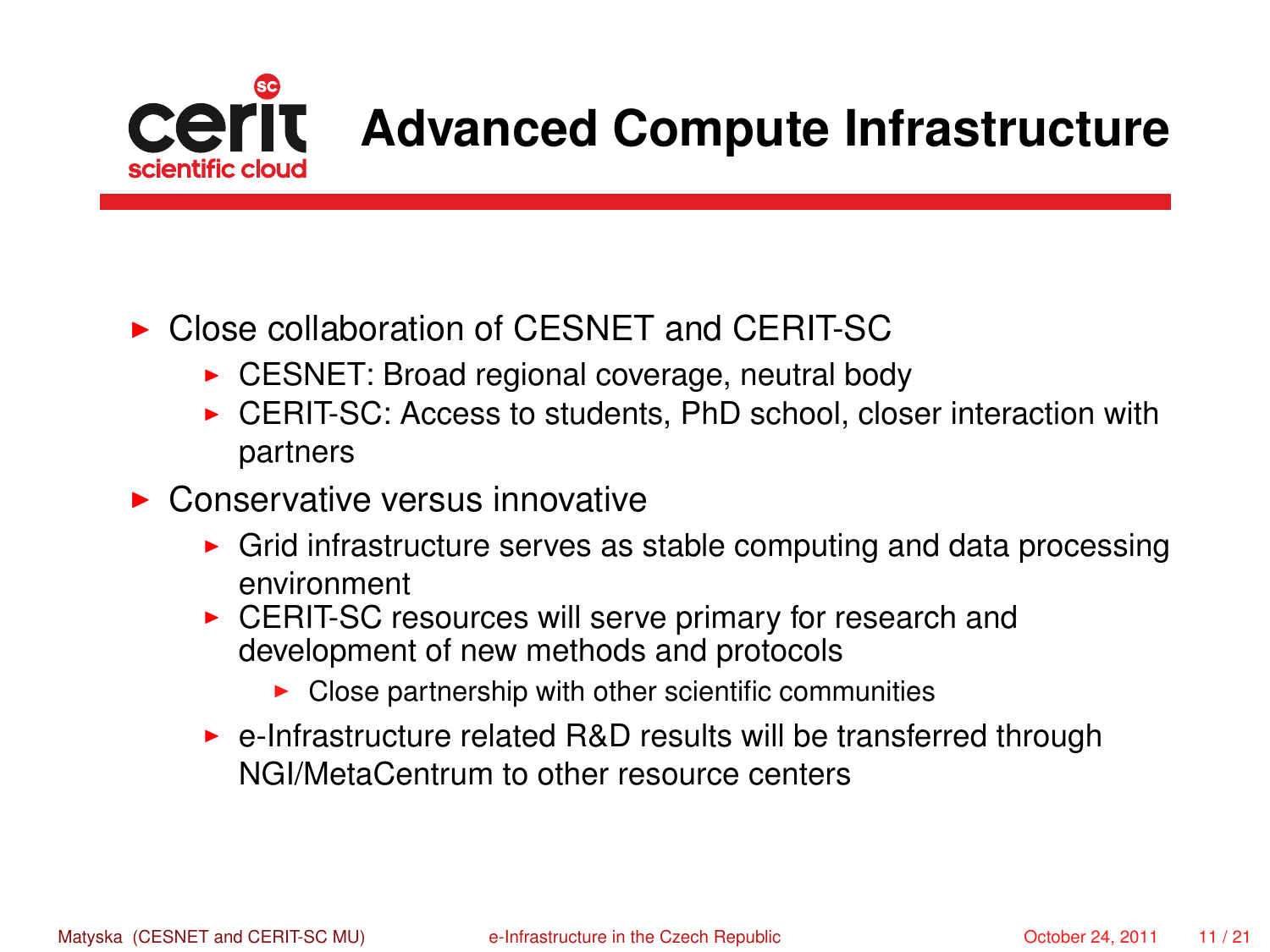# Advanced Compute Infrastructure

- Close collaboration of CESNET and CERIT-SC
  - CESNET: Broad regional coverage, neutral body
  - CERIT-SC: Access to students, PhD school, closer interaction with partners
- Conservative versus innovative
  - Grid infrastructure serves as stable computing and data processing environment
  - CERIT-SC resources will serve primary for research and development of new methods and protocols
    - Close partnership with other scientific communities
  - e-Infrastructure related R&D results will be transferred through NGI/MetaCentrum to other resource centers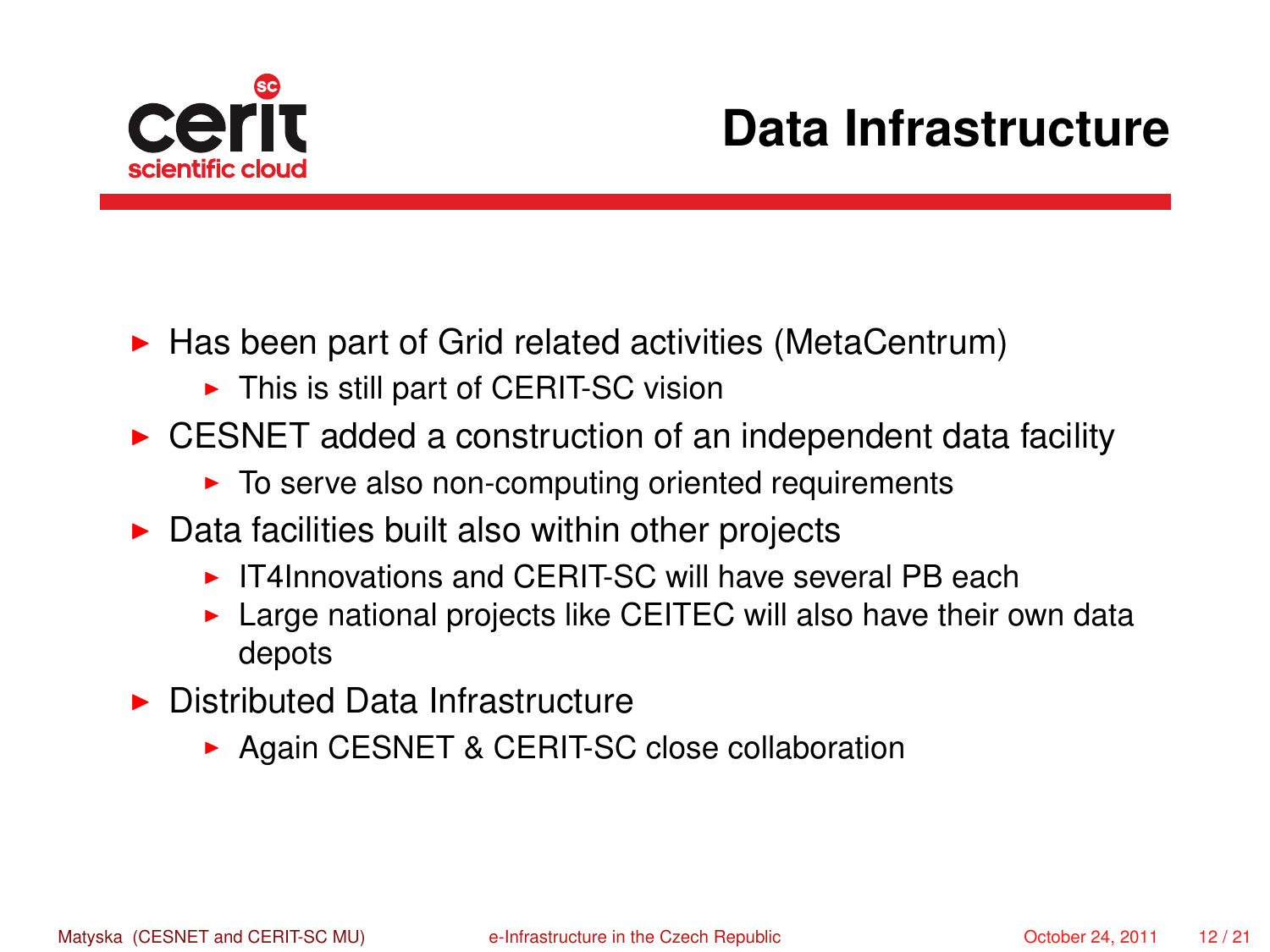# Data Infrastructure

- Has been part of Grid related activities (MetaCentrum)
  - This is still part of CERIT-SC vision
- CESNET added a construction of an independent data facility
  - To serve also non-computing oriented requirements
- Data facilities built also within other projects
  - IT4Innovations and CERIT-SC will have several PB each
  - Large national projects like CEITEC will also have their own data depots
- Distributed Data Infrastructure
  - Again CESNET & CERIT-SC close collaboration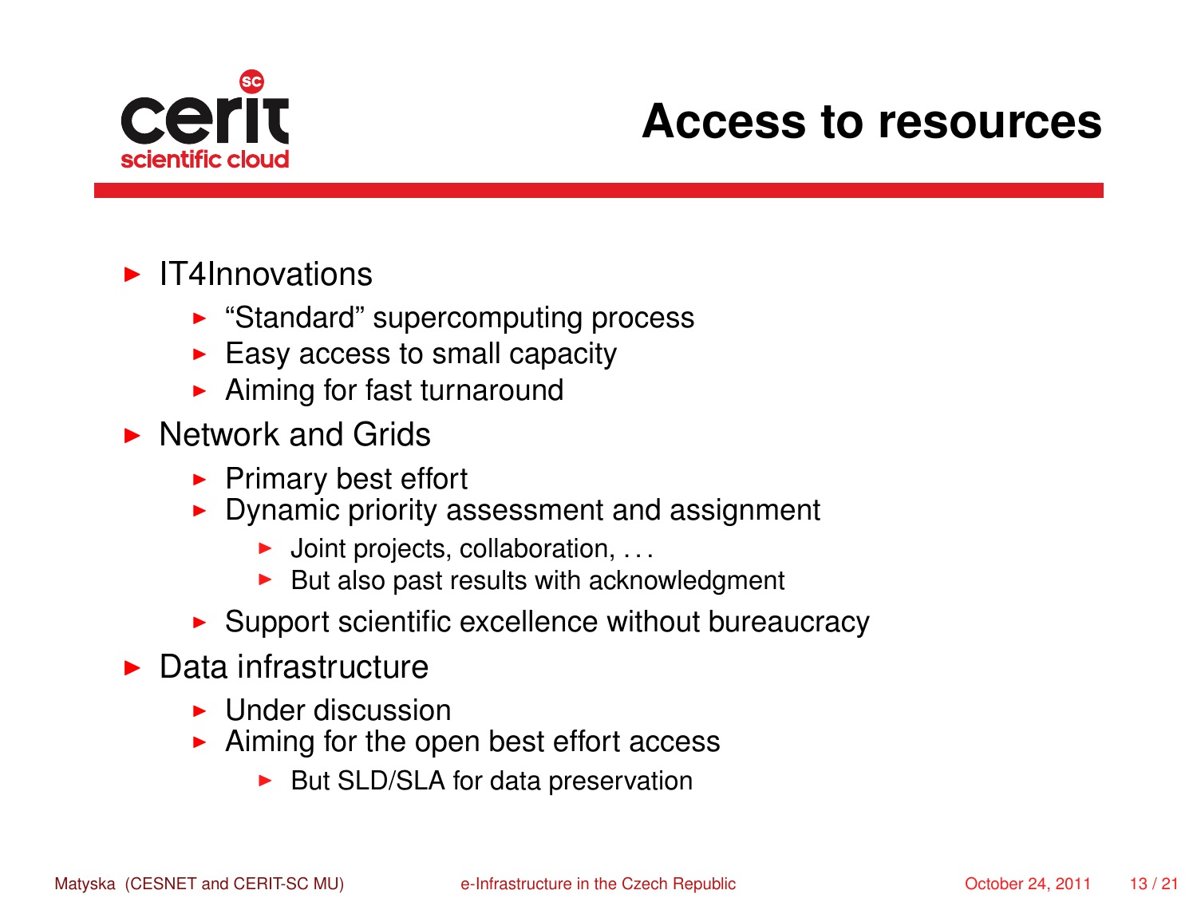# Access to resources

- IT4Innovations
  - "Standard" supercomputing process
  - Easy access to small capacity
  - Aiming for fast turnaround
- Network and Grids
  - Primary best effort
  - Dynamic priority assessment and assignment
    - Joint projects, collaboration, ...
    - But also past results with acknowledgment
  - Support scientific excellence without bureaucracy
- Data infrastructure
  - Under discussion
  - Aiming for the open best effort access
    - But SLD/SLA for data preservation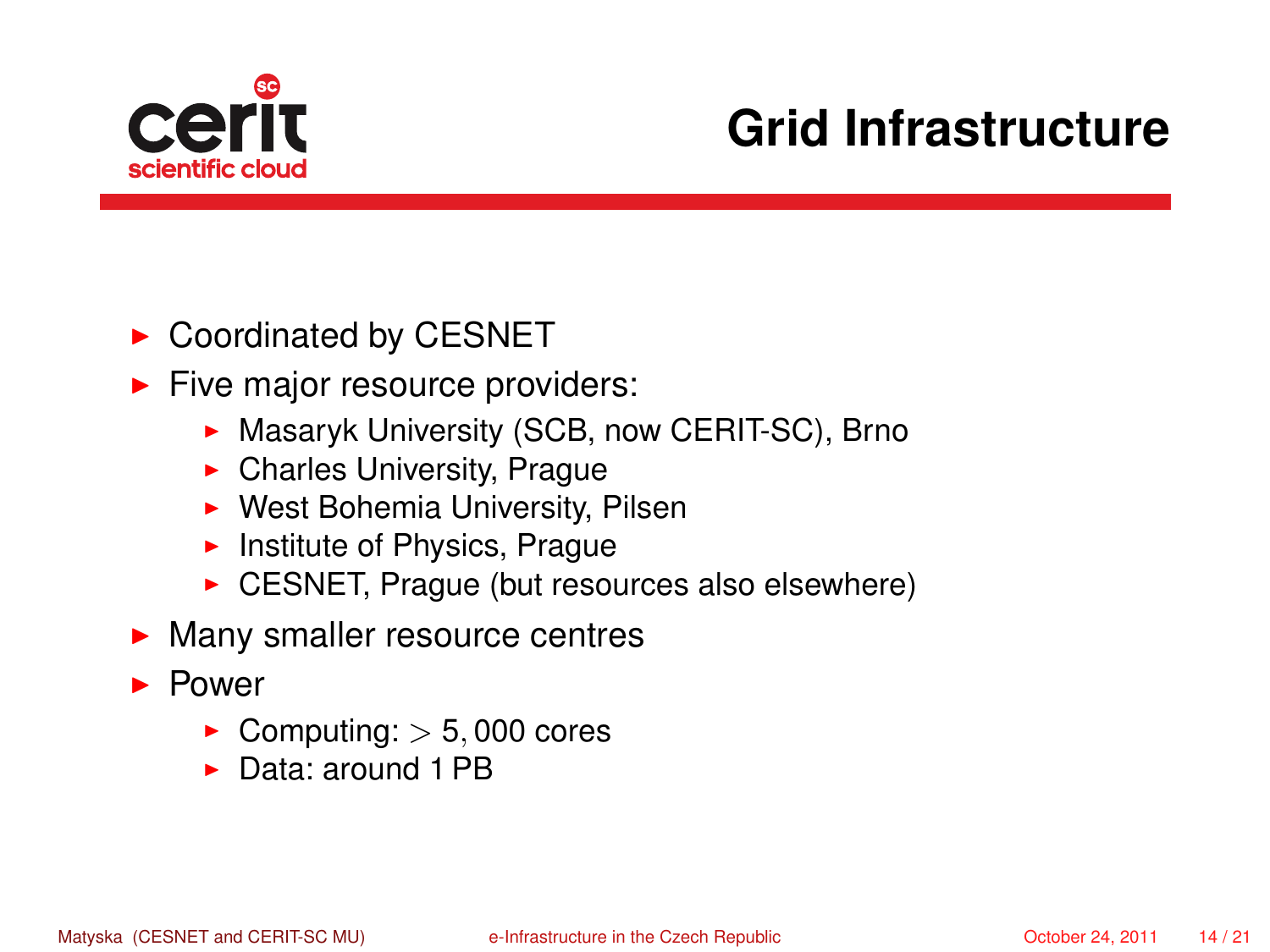# Grid Infrastructure

- Coordinated by CESNET
- Five major resource providers:
  - Masaryk University (SCB, now CERIT-SC), Brno
  - Charles University, Prague
  - West Bohemia University, Pilsen
  - Institute of Physics, Prague
  - CESNET, Prague (but resources also elsewhere)
- Many smaller resource centres
- Power
  - Computing: $> 5,000$ cores
  - Data: around 1 PB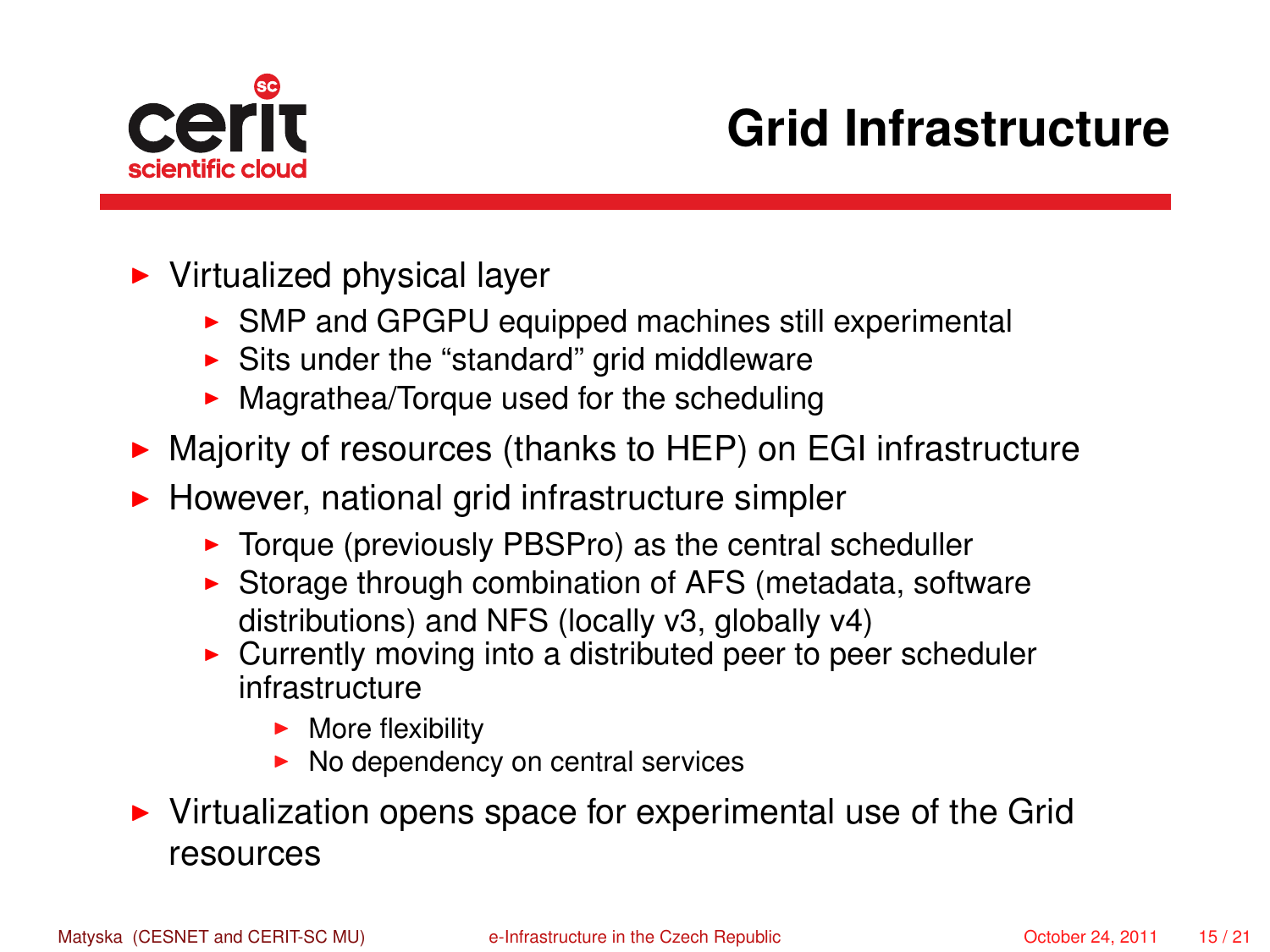# Grid Infrastructure

- Virtualized physical layer
  - SMP and GPGPU equipped machines still experimental
  - Sits under the "standard" grid middleware
  - Magrathea/Torque used for the scheduling
- Majority of resources (thanks to HEP) on EGI infrastructure
- However, national grid infrastructure simpler
  - Torque (previously PBSPro) as the central scheduller
  - Storage through combination of AFS (metadata, software distributions) and NFS (locally v3, globally v4)
  - Currently moving into a distributed peer to peer scheduler infrastructure
    - More flexibility
    - No dependency on central services
- Virtualization opens space for experimental use of the Grid resources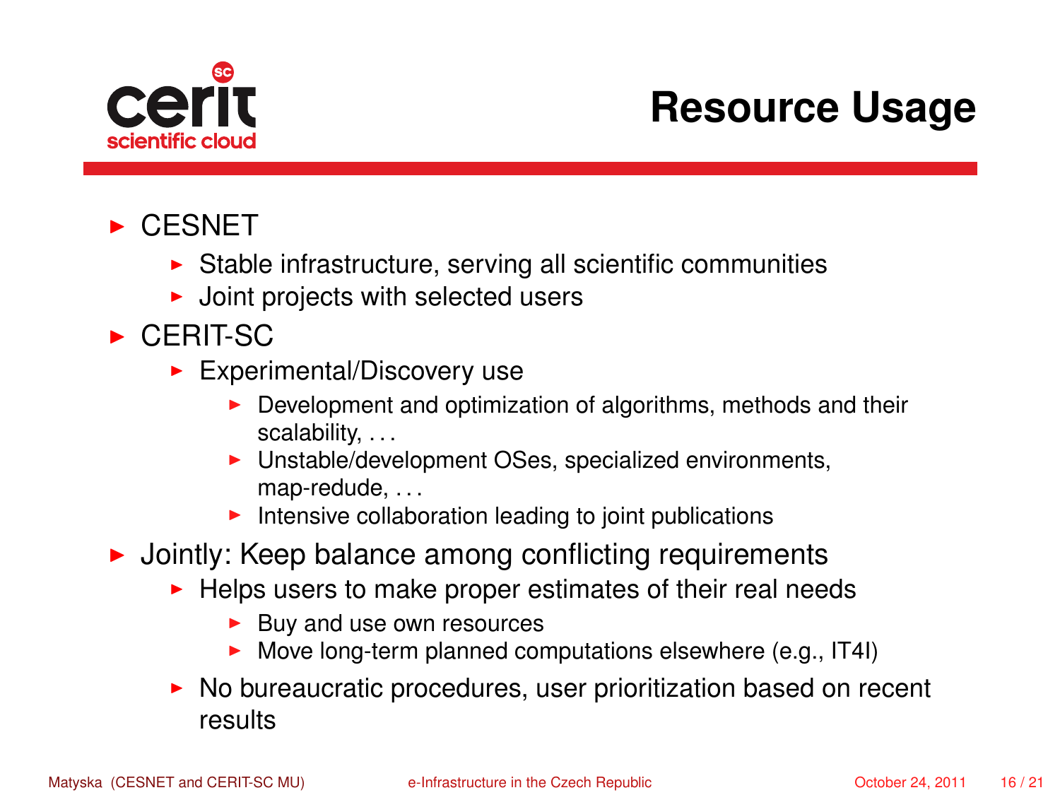# Resource Usage

- CESNET
  - Stable infrastructure, serving all scientific communities
  - Joint projects with selected users
- CERIT-SC
  - Experimental/Discovery use
    - Development and optimization of algorithms, methods and their scalability, . . .
    - Unstable/development OSes, specialized environments, map-redude, . . .
    - Intensive collaboration leading to joint publications
- Jointly: Keep balance among conflicting requirements
  - Helps users to make proper estimates of their real needs
    - Buy and use own resources
    - Move long-term planned computations elsewhere (e.g., IT4I)
  - No bureaucratic procedures, user prioritization based on recent results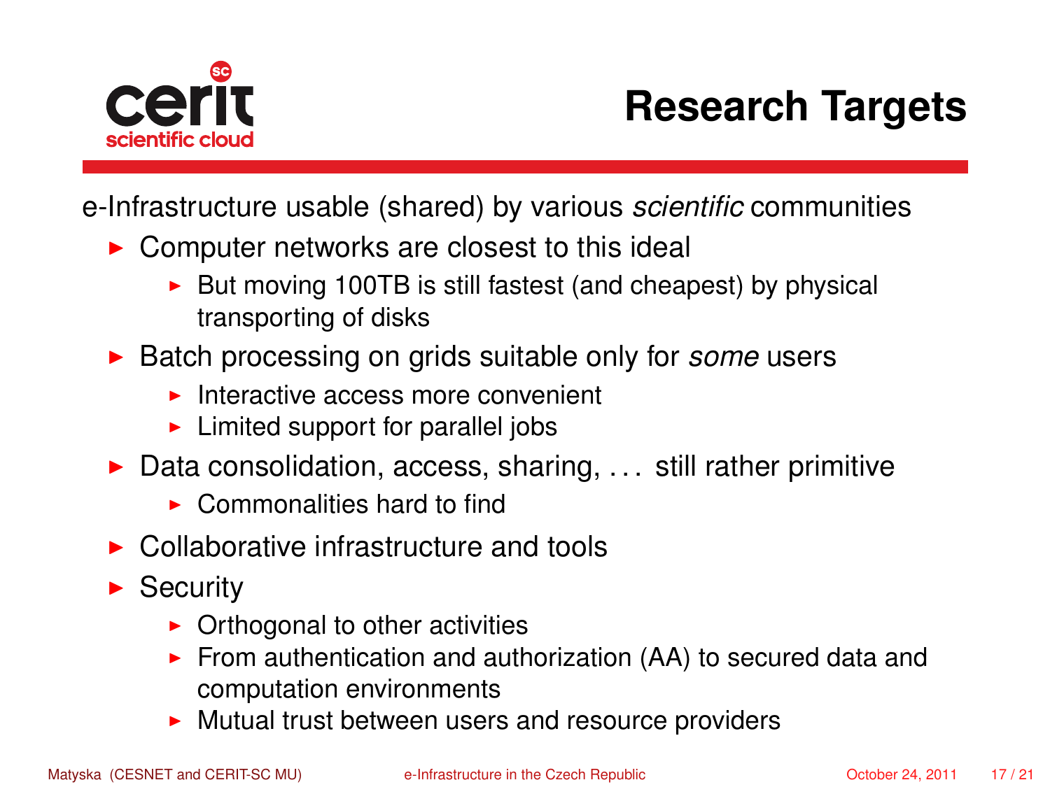# Research Targets

e-Infrastructure usable (shared) by various *scientific* communities

- Computer networks are closest to this ideal
  - But moving 100TB is still fastest (and cheapest) by physical transporting of disks
- Batch processing on grids suitable only for *some* users
  - Interactive access more convenient
  - Limited support for parallel jobs
- Data consolidation, access, sharing, ... still rather primitive
  - Commonalities hard to find
- Collaborative infrastructure and tools
- Security
  - Orthogonal to other activities
  - From authentication and authorization (AA) to secured data and computation environments
  - Mutual trust between users and resource providers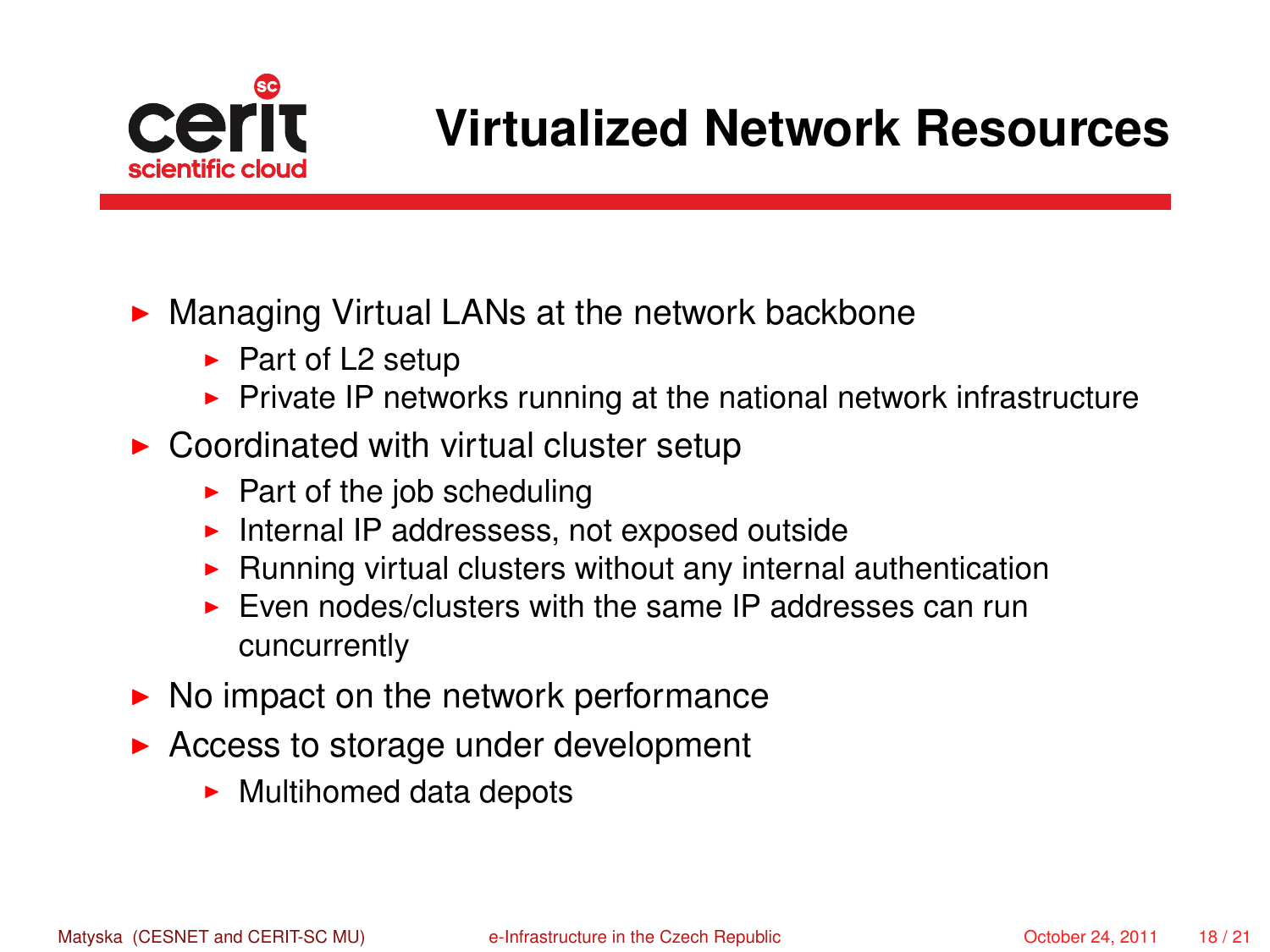# Virtualized Network Resources

- Managing Virtual LANs at the network backbone
  - Part of L2 setup
  - Private IP networks running at the national network infrastructure
- Coordinated with virtual cluster setup
  - Part of the job scheduling
  - Internal IP addressess, not exposed outside
  - Running virtual clusters without any internal authentication
  - Even nodes/clusters with the same IP addresses can run cuncurrently
- No impact on the network performance
- Access to storage under development
  - Multihomed data depots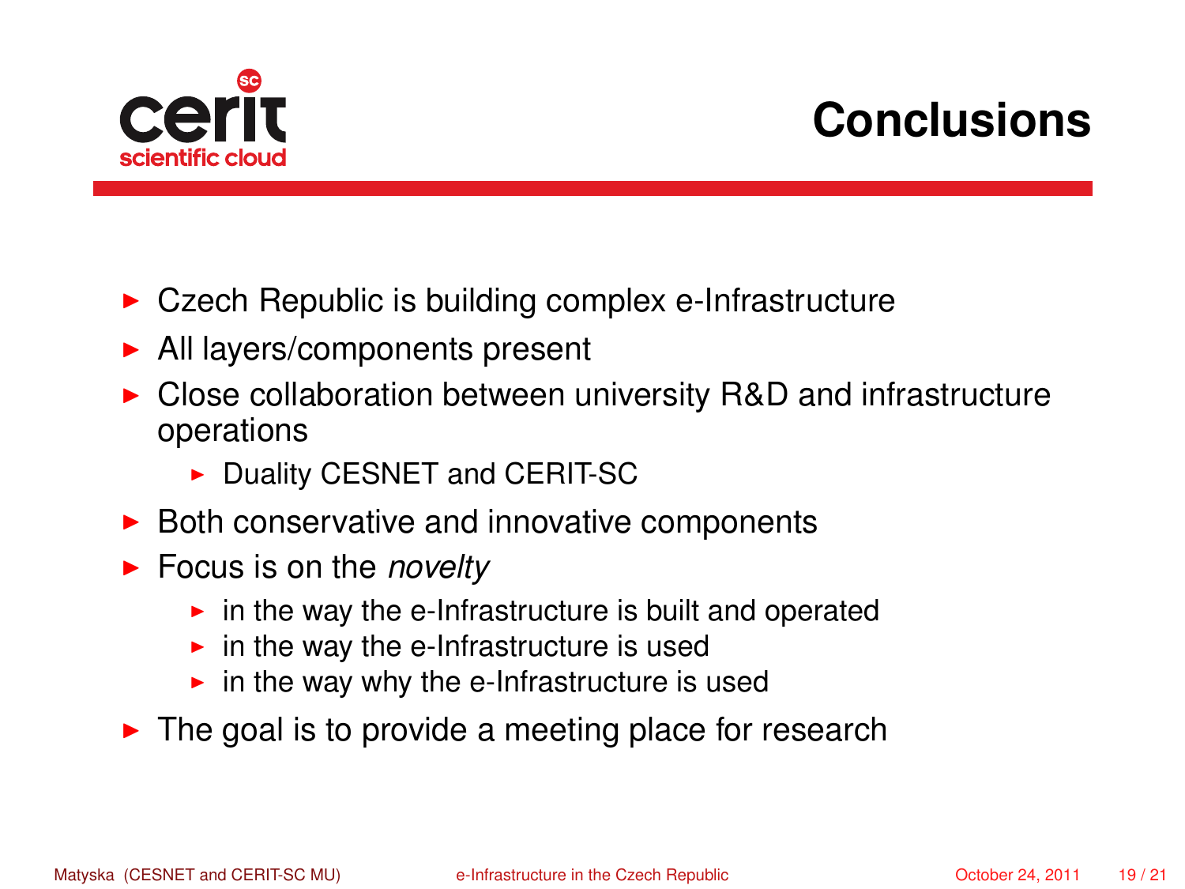# Conclusions

- Czech Republic is building complex e-Infrastructure
- All layers/components present
- Close collaboration between university R&D and infrastructure operations
  - Duality CESNET and CERIT-SC
- Both conservative and innovative components
- Focus is on the *novelty*
  - in the way the e-Infrastructure is built and operated
  - in the way the e-Infrastructure is used
  - in the way why the e-Infrastructure is used
- The goal is to provide a meeting place for research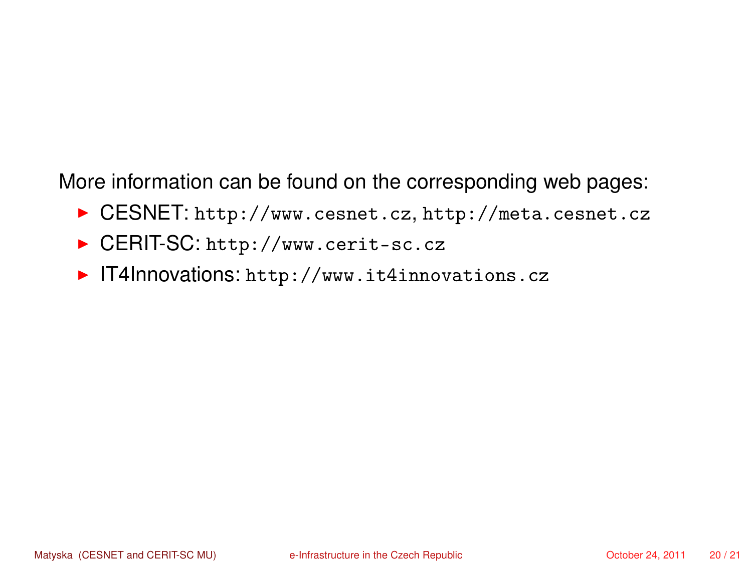More information can be found on the corresponding web pages:

- CESNET: `http://www.cesnet.cz`, `http://meta.cesnet.cz`
- CERIT-SC: `http://www.cerit-sc.cz`
- IT4Innovations: `http://www.it4innovations.cz`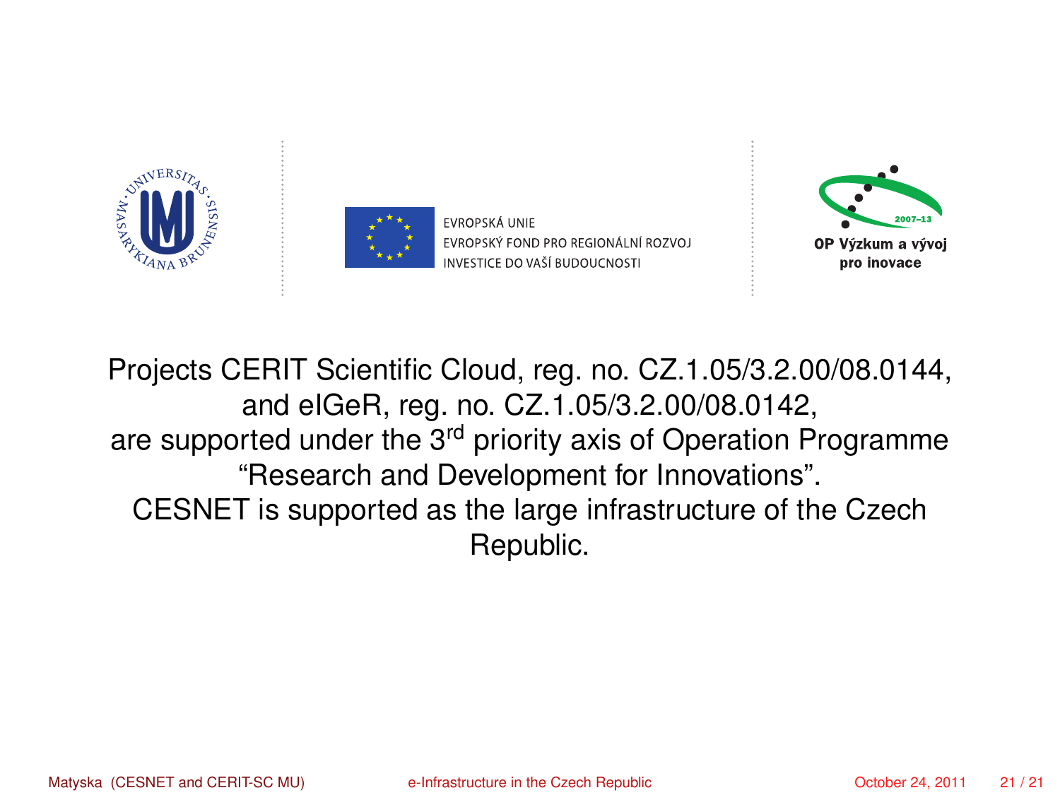EVROPSKÁ UNIE
EVROPSKÝ FOND PRO REGIONÁLNÍ ROZVOJ
INVESTICE DO VAŠÍ BUDOUCNOSTI

2007–13
OP Výzkum a vývoj pro inovace

Projects CERIT Scientific Cloud, reg. no. CZ.1.05/3.2.00/08.0144, and eIGeR, reg. no. CZ.1.05/3.2.00/08.0142, are supported under the 3rd priority axis of Operation Programme "Research and Development for Innovations". CESNET is supported as the large infrastructure of the Czech Republic.